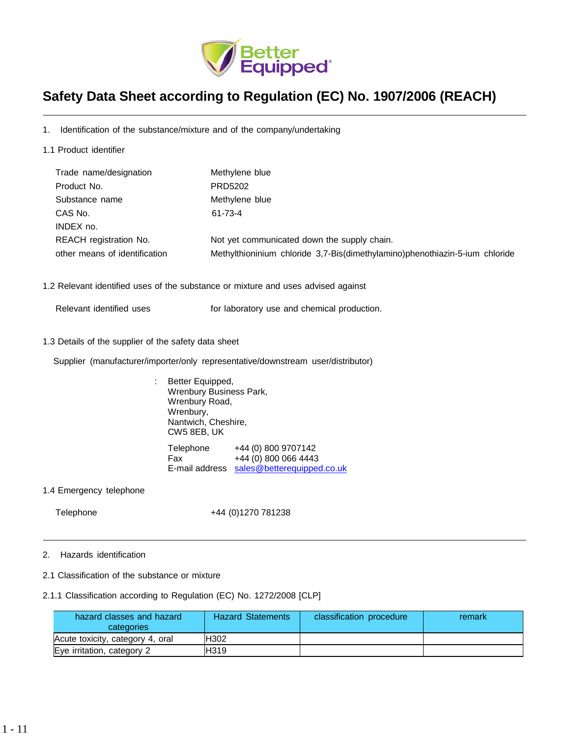# Safety Data Sheet according to Regulation (EC) No. 1907/2006 (REACH)

## 1. Identification of the substance/mixture and of the company/undertaking

### 1.1 Product identifier

| | |
|---|---|
| Trade name/designation | Methylene blue |
| Product No. | PRD5202 |
| Substance name | Methylene blue |
| CAS No. | 61-73-4 |
| INDEX no. | |
| REACH registration No. | Not yet communicated down the supply chain. |
| other means of identification | Methylthioninium chloride 3,7-Bis(dimethylamino)phenothiazin-5-ium chloride |

### 1.2 Relevant identified uses of the substance or mixture and uses advised against

| | |
|---|---|
| Relevant identified uses | for laboratory use and chemical production. |

### 1.3 Details of the supplier of the safety data sheet

Supplier (manufacturer/importer/only representative/downstream user/distributor)

: Better Equipped,
Wrenbury Business Park,
Wrenbury Road,
Wrenbury,
Nantwich, Cheshire,
CW5 8EB, UK

| | |
|---|---|
| Telephone | +44 (0) 800 9707142 |
| Fax | +44 (0) 800 066 4443 |
| E-mail address | sales@betterequipped.co.uk |

### 1.4 Emergency telephone

| | |
|---|---|
| Telephone | +44 (0)1270 781238 |

## 2. Hazards identification

### 2.1 Classification of the substance or mixture

#### 2.1.1 Classification according to Regulation (EC) No. 1272/2008 [CLP]

| hazard classes and hazard categories | Hazard Statements | classification procedure | remark |
|---|---|---|---|
| Acute toxicity, category 4, oral | H302 | | |
| Eye irritation, category 2 | H319 | | |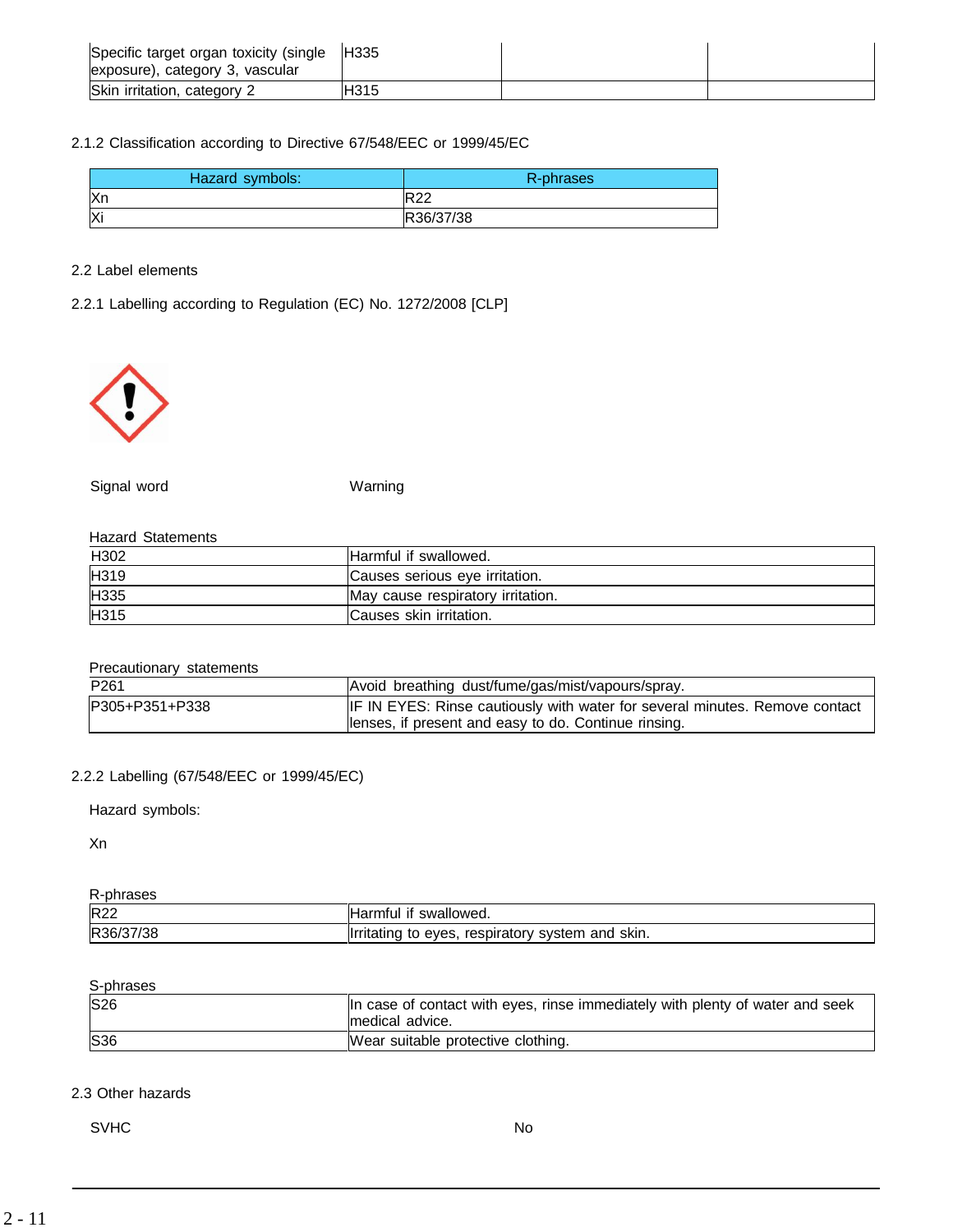| Specific target organ toxicity (single exposure), category 3, vascular | H335 | | |
|---|---|---|---|
| Skin irritation, category 2 | H315 | | |

2.1.2 Classification according to Directive 67/548/EEC or 1999/45/EC

| Hazard symbols: | R-phrases |
|---|---|
| Xn | R22 |
| Xi | R36/37/38 |

2.2 Label elements

2.2.1 Labelling according to Regulation (EC) No. 1272/2008 [CLP]

Signal word: Warning

Hazard Statements

| H302 | Harmful if swallowed. |
|---|---|
| H319 | Causes serious eye irritation. |
| H335 | May cause respiratory irritation. |
| H315 | Causes skin irritation. |

Precautionary statements

| P261 | Avoid breathing dust/fume/gas/mist/vapours/spray. |
|---|---|
| P305+P351+P338 | IF IN EYES: Rinse cautiously with water for several minutes. Remove contact lenses, if present and easy to do. Continue rinsing. |

2.2.2 Labelling (67/548/EEC or 1999/45/EC)

Hazard symbols:

Xn

R-phrases

| R22 | Harmful if swallowed. |
|---|---|
| R36/37/38 | Irritating to eyes, respiratory system and skin. |

S-phrases

| S26 | In case of contact with eyes, rinse immediately with plenty of water and seek medical advice. |
|---|---|
| S36 | Wear suitable protective clothing. |

2.3 Other hazards

SVHC: No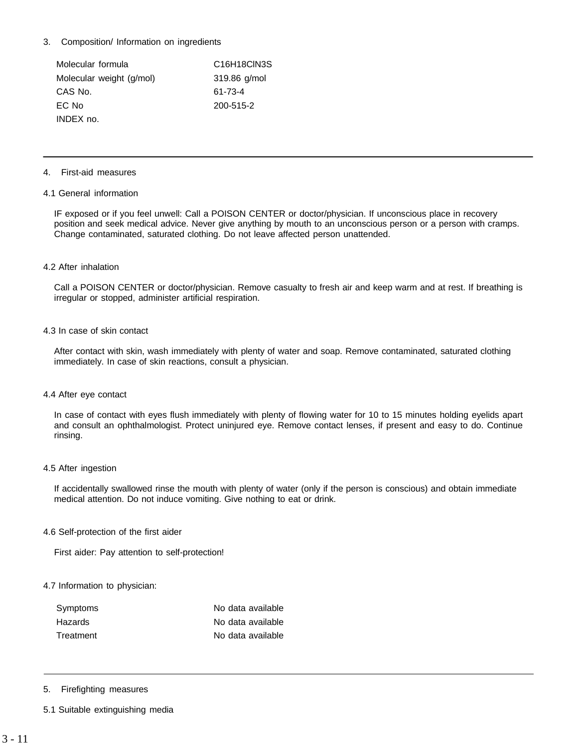## 3. Composition/ Information on ingredients

| | |
|---|---|
| Molecular formula | $C_{16}H_{18}ClN_3S$ |
| Molecular weight (g/mol) | 319.86 g/mol |
| CAS No. | 61-73-4 |
| EC No | 200-515-2 |
| INDEX no. | |

---

## 4. First-aid measures

### 4.1 General information

IF exposed or if you feel unwell: Call a POISON CENTER or doctor/physician. If unconscious place in recovery position and seek medical advice. Never give anything by mouth to an unconscious person or a person with cramps. Change contaminated, saturated clothing. Do not leave affected person unattended.

### 4.2 After inhalation

Call a POISON CENTER or doctor/physician. Remove casualty to fresh air and keep warm and at rest. If breathing is irregular or stopped, administer artificial respiration.

### 4.3 In case of skin contact

After contact with skin, wash immediately with plenty of water and soap. Remove contaminated, saturated clothing immediately. In case of skin reactions, consult a physician.

### 4.4 After eye contact

In case of contact with eyes flush immediately with plenty of flowing water for 10 to 15 minutes holding eyelids apart and consult an ophthalmologist. Protect uninjured eye. Remove contact lenses, if present and easy to do. Continue rinsing.

### 4.5 After ingestion

If accidentally swallowed rinse the mouth with plenty of water (only if the person is conscious) and obtain immediate medical attention. Do not induce vomiting. Give nothing to eat or drink.

### 4.6 Self-protection of the first aider

First aider: Pay attention to self-protection!

### 4.7 Information to physician:

| | |
|---|---|
| Symptoms | No data available |
| Hazards | No data available |
| Treatment | No data available |

---

## 5. Firefighting measures

### 5.1 Suitable extinguishing media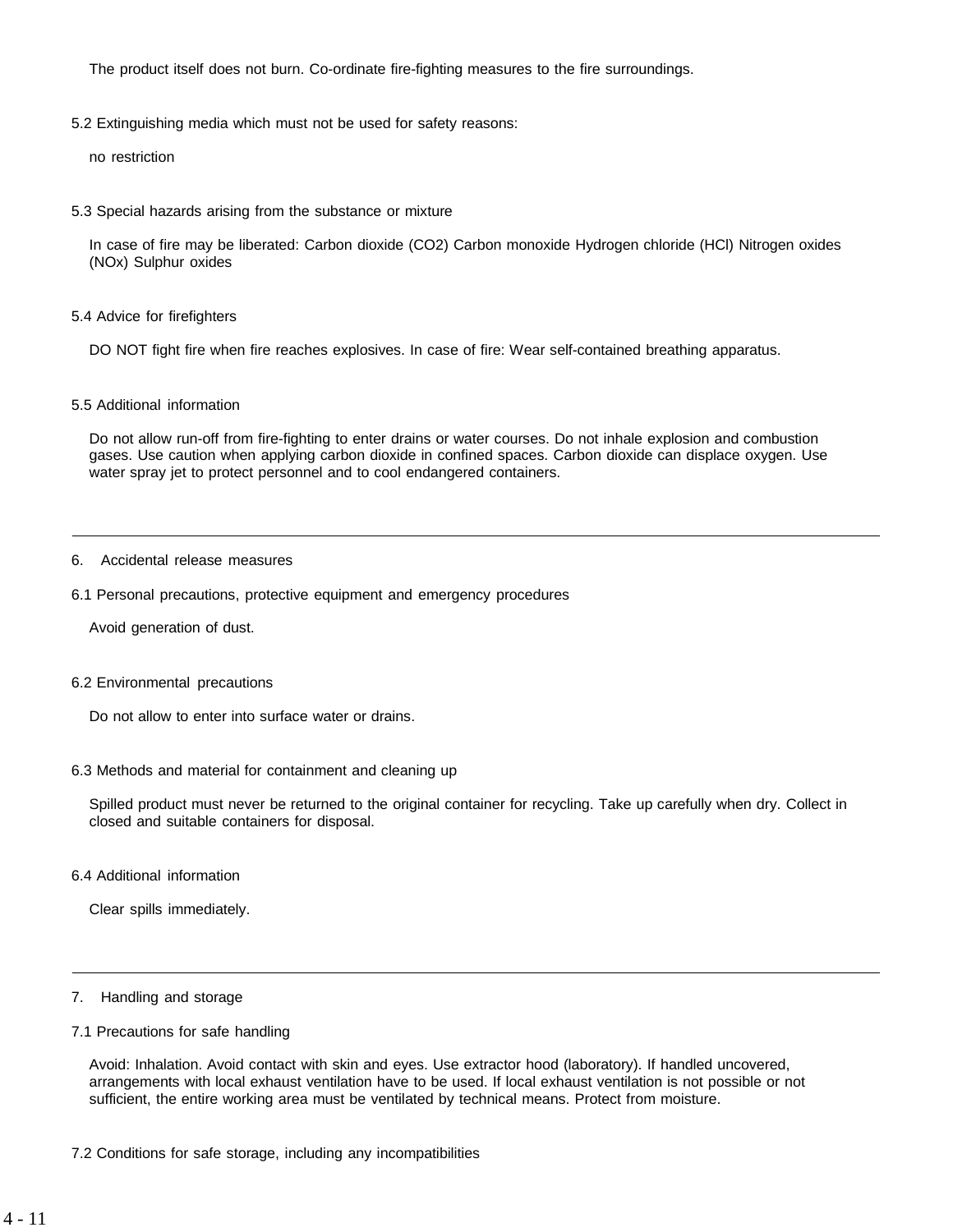The product itself does not burn. Co-ordinate fire-fighting measures to the fire surroundings.

### 5.2 Extinguishing media which must not be used for safety reasons:

no restriction

### 5.3 Special hazards arising from the substance or mixture

In case of fire may be liberated: Carbon dioxide ($CO_2$) Carbon monoxide Hydrogen chloride (HCl) Nitrogen oxides ($NO_x$) Sulphur oxides

### 5.4 Advice for firefighters

DO NOT fight fire when fire reaches explosives. In case of fire: Wear self-contained breathing apparatus.

### 5.5 Additional information

Do not allow run-off from fire-fighting to enter drains or water courses. Do not inhale explosion and combustion gases. Use caution when applying carbon dioxide in confined spaces. Carbon dioxide can displace oxygen. Use water spray jet to protect personnel and to cool endangered containers.

---

## 6. Accidental release measures

### 6.1 Personal precautions, protective equipment and emergency procedures

Avoid generation of dust.

### 6.2 Environmental precautions

Do not allow to enter into surface water or drains.

### 6.3 Methods and material for containment and cleaning up

Spilled product must never be returned to the original container for recycling. Take up carefully when dry. Collect in closed and suitable containers for disposal.

### 6.4 Additional information

Clear spills immediately.

---

## 7. Handling and storage

### 7.1 Precautions for safe handling

Avoid: Inhalation. Avoid contact with skin and eyes. Use extractor hood (laboratory). If handled uncovered, arrangements with local exhaust ventilation have to be used. If local exhaust ventilation is not possible or not sufficient, the entire working area must be ventilated by technical means. Protect from moisture.

### 7.2 Conditions for safe storage, including any incompatibilities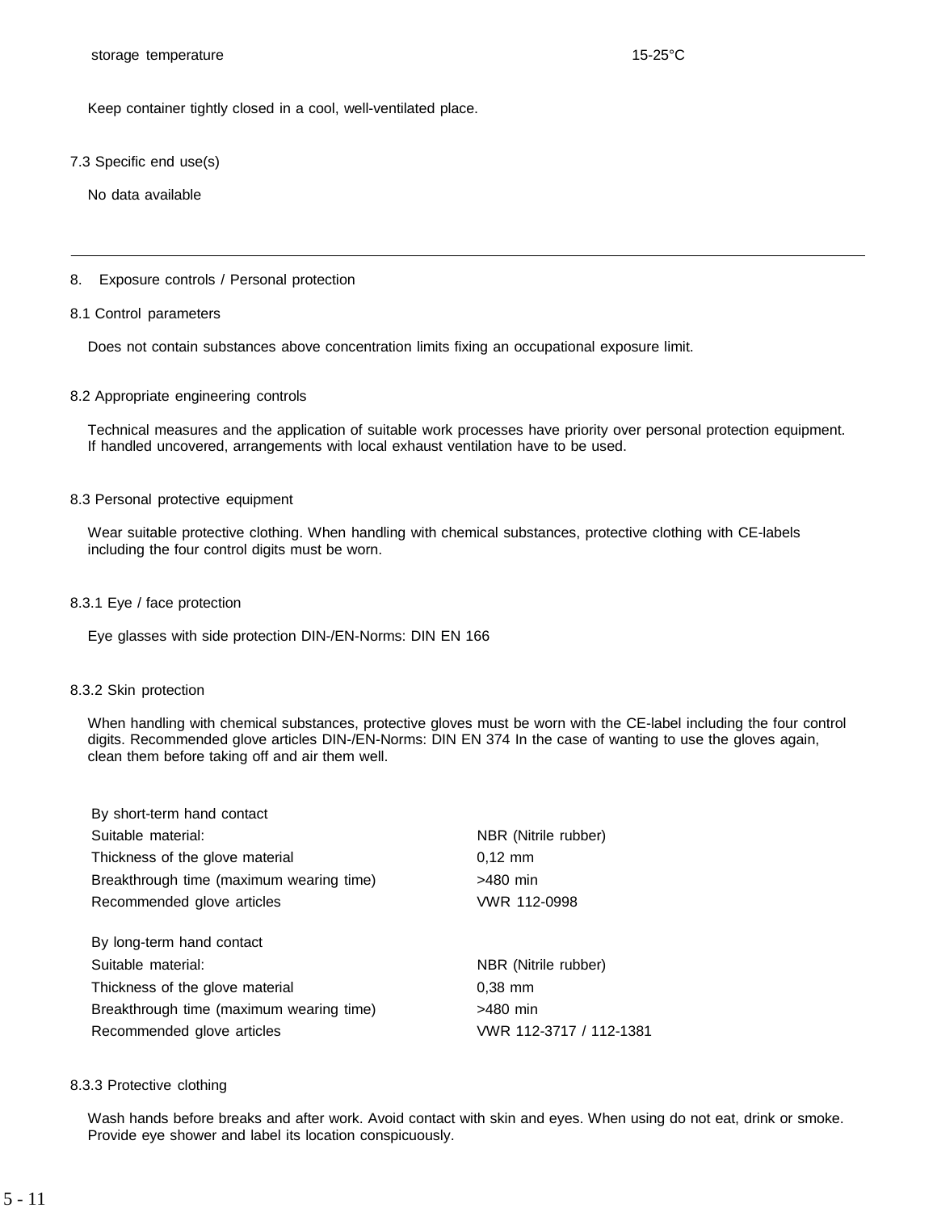| storage temperature | 15-25°C |
|---|---|

Keep container tightly closed in a cool, well-ventilated place.

### 7.3 Specific end use(s)

No data available

---

## 8. Exposure controls / Personal protection

### 8.1 Control parameters

Does not contain substances above concentration limits fixing an occupational exposure limit.

### 8.2 Appropriate engineering controls

Technical measures and the application of suitable work processes have priority over personal protection equipment. If handled uncovered, arrangements with local exhaust ventilation have to be used.

### 8.3 Personal protective equipment

Wear suitable protective clothing. When handling with chemical substances, protective clothing with CE-labels including the four control digits must be worn.

#### 8.3.1 Eye / face protection

Eye glasses with side protection DIN-/EN-Norms: DIN EN 166

#### 8.3.2 Skin protection

When handling with chemical substances, protective gloves must be worn with the CE-label including the four control digits. Recommended glove articles DIN-/EN-Norms: DIN EN 374 In the case of wanting to use the gloves again, clean them before taking off and air them well.

| By short-term hand contact | |
|---|---|
| Suitable material: | NBR (Nitrile rubber) |
| Thickness of the glove material | 0,12 mm |
| Breakthrough time (maximum wearing time) | >480 min |
| Recommended glove articles | VWR 112-0998 |

| By long-term hand contact | |
|---|---|
| Suitable material: | NBR (Nitrile rubber) |
| Thickness of the glove material | 0,38 mm |
| Breakthrough time (maximum wearing time) | >480 min |
| Recommended glove articles | VWR 112-3717 / 112-1381 |

#### 8.3.3 Protective clothing

Wash hands before breaks and after work. Avoid contact with skin and eyes. When using do not eat, drink or smoke. Provide eye shower and label its location conspicuously.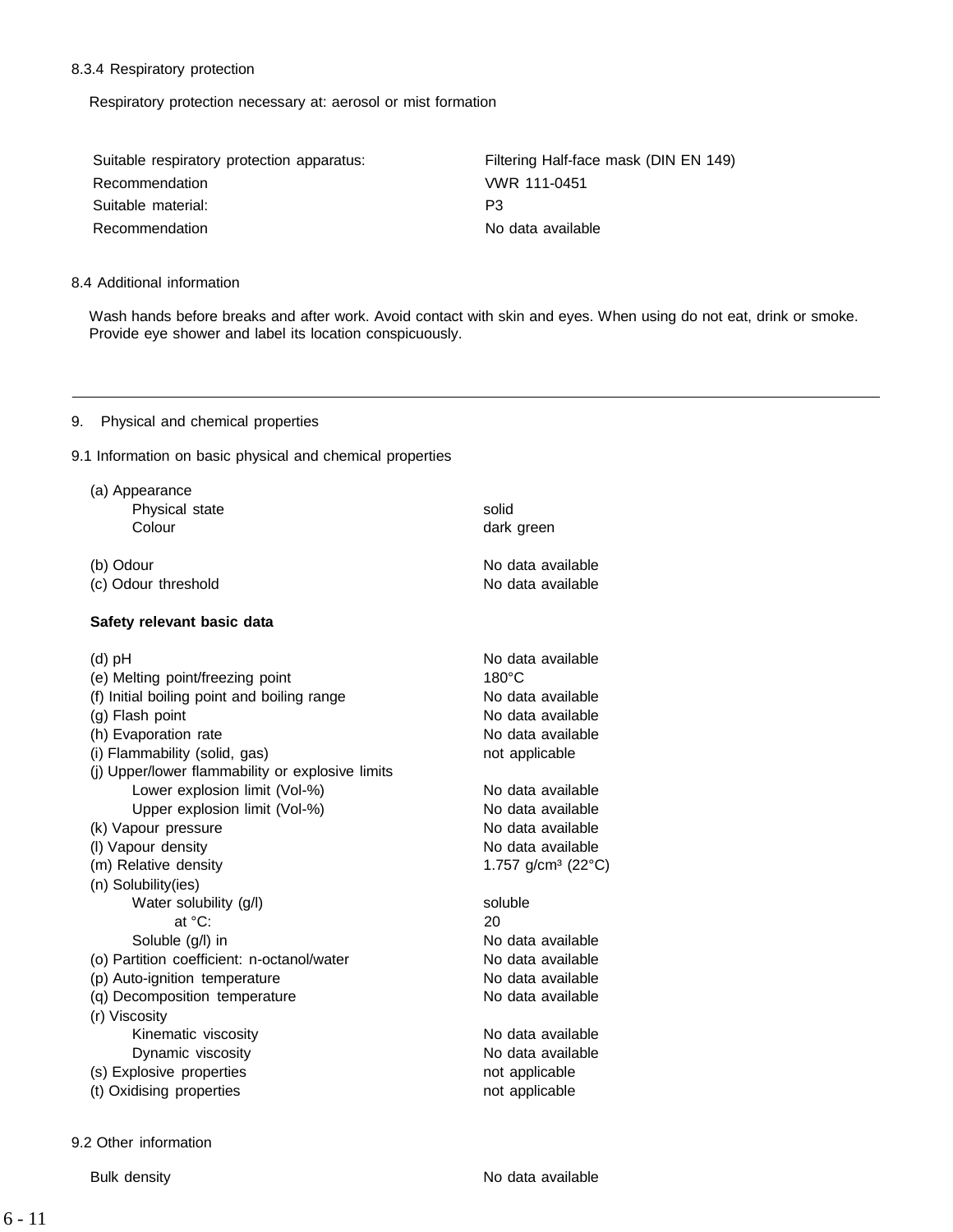8.3.4 Respiratory protection

Respiratory protection necessary at: aerosol or mist formation

| | |
|---|---|
| Suitable respiratory protection apparatus: | Filtering Half-face mask (DIN EN 149) |
| Recommendation | VWR 111-0451 |
| Suitable material: | P3 |
| Recommendation | No data available |

8.4 Additional information

Wash hands before breaks and after work. Avoid contact with skin and eyes. When using do not eat, drink or smoke. Provide eye shower and label its location conspicuously.

---

## 9. Physical and chemical properties

9.1 Information on basic physical and chemical properties

| | |
|---|---|
| (a) Appearance | |
| Physical state | solid |
| Colour | dark green |
| (b) Odour | No data available |
| (c) Odour threshold | No data available |

**Safety relevant basic data**

| | |
|---|---|
| (d) pH | No data available |
| (e) Melting point/freezing point | 180°C |
| (f) Initial boiling point and boiling range | No data available |
| (g) Flash point | No data available |
| (h) Evaporation rate | No data available |
| (i) Flammability (solid, gas) | not applicable |
| (j) Upper/lower flammability or explosive limits | |
| Lower explosion limit (Vol-%) | No data available |
| Upper explosion limit (Vol-%) | No data available |
| (k) Vapour pressure | No data available |
| (l) Vapour density | No data available |
| (m) Relative density | 1.757 g/cm³ (22°C) |
| (n) Solubility(ies) | |
| Water solubility (g/l) | soluble |
| at °C: | 20 |
| Soluble (g/l) in | No data available |
| (o) Partition coefficient: n-octanol/water | No data available |
| (p) Auto-ignition temperature | No data available |
| (q) Decomposition temperature | No data available |
| (r) Viscosity | |
| Kinematic viscosity | No data available |
| Dynamic viscosity | No data available |
| (s) Explosive properties | not applicable |
| (t) Oxidising properties | not applicable |

9.2 Other information

| | |
|---|---|
| Bulk density | No data available |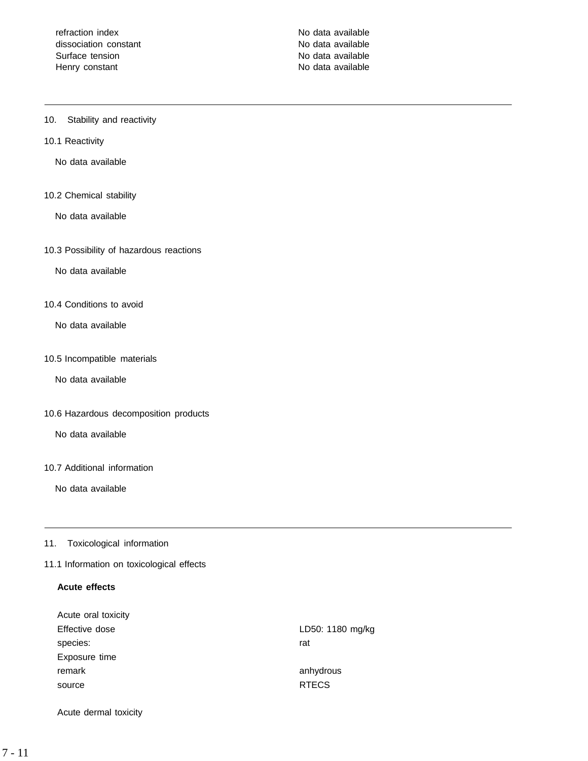| | |
|---|---|
| refraction index | No data available |
| dissociation constant | No data available |
| Surface tension | No data available |
| Henry constant | No data available |

---

## 10. Stability and reactivity

### 10.1 Reactivity

No data available

### 10.2 Chemical stability

No data available

### 10.3 Possibility of hazardous reactions

No data available

### 10.4 Conditions to avoid

No data available

### 10.5 Incompatible materials

No data available

### 10.6 Hazardous decomposition products

No data available

### 10.7 Additional information

No data available

---

## 11. Toxicological information

### 11.1 Information on toxicological effects

**Acute effects**

Acute oral toxicity

| | |
|---|---|
| Effective dose | LD50: 1180 mg/kg |
| species: | rat |
| Exposure time | |
| remark | anhydrous |
| source | RTECS |

Acute dermal toxicity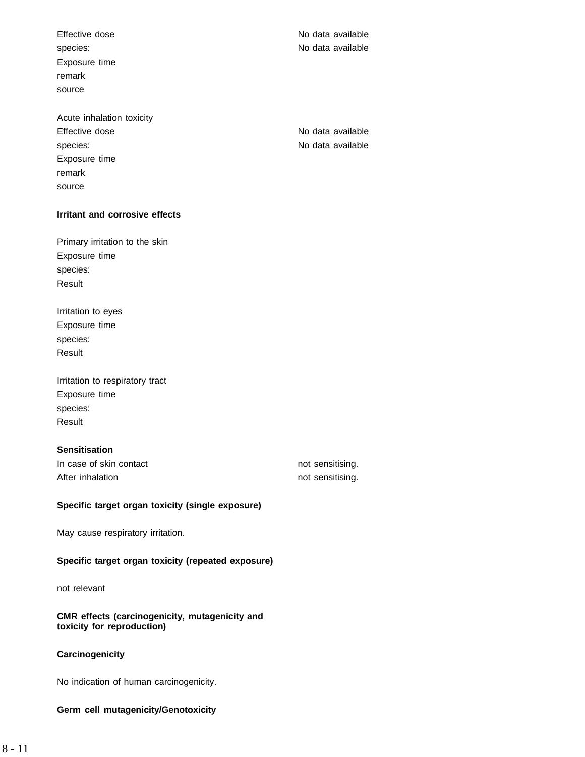| | |
|---|---|
| Effective dose | No data available |
| species: | No data available |
| Exposure time | |
| remark | |
| source | |

Acute inhalation toxicity

| | |
|---|---|
| Effective dose | No data available |
| species: | No data available |
| Exposure time | |
| remark | |
| source | |

**Irritant and corrosive effects**

Primary irritation to the skin
Exposure time
species:
Result

Irritation to eyes
Exposure time
species:
Result

Irritation to respiratory tract
Exposure time
species:
Result

**Sensitisation**

| | |
|---|---|
| In case of skin contact | not sensitising. |
| After inhalation | not sensitising. |

**Specific target organ toxicity (single exposure)**

May cause respiratory irritation.

**Specific target organ toxicity (repeated exposure)**

not relevant

**CMR effects (carcinogenicity, mutagenicity and toxicity for reproduction)**

**Carcinogenicity**

No indication of human carcinogenicity.

**Germ cell mutagenicity/Genotoxicity**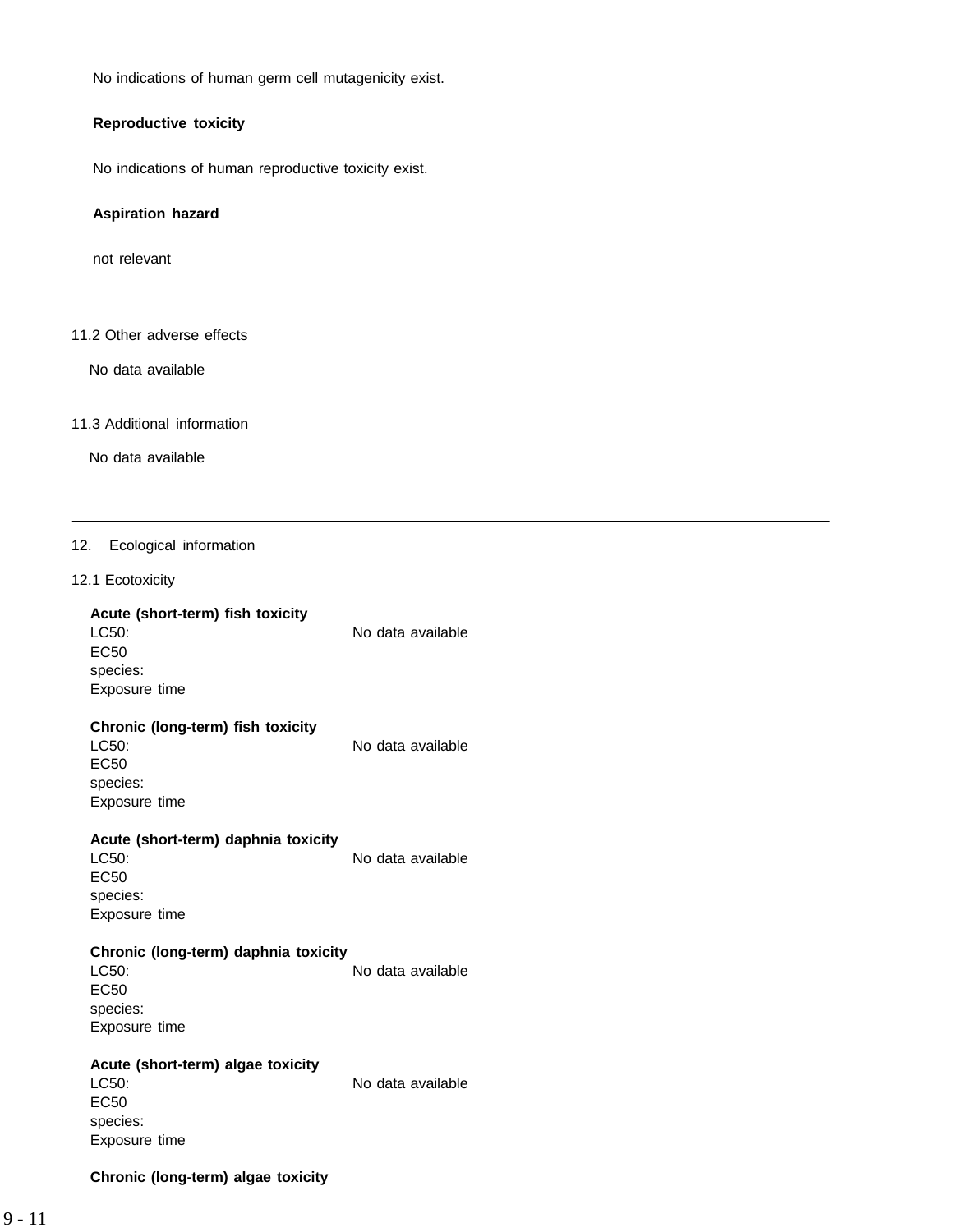No indications of human germ cell mutagenicity exist.

**Reproductive toxicity**

No indications of human reproductive toxicity exist.

**Aspiration hazard**

not relevant

11.2 Other adverse effects

No data available

11.3 Additional information

No data available

---

12. Ecological information

12.1 Ecotoxicity

**Acute (short-term) fish toxicity**

LC50: No data available
EC50
species:
Exposure time

**Chronic (long-term) fish toxicity**

LC50: No data available
EC50
species:
Exposure time

**Acute (short-term) daphnia toxicity**

LC50: No data available
EC50
species:
Exposure time

**Chronic (long-term) daphnia toxicity**

LC50: No data available
EC50
species:
Exposure time

**Acute (short-term) algae toxicity**

LC50: No data available
EC50
species:
Exposure time

**Chronic (long-term) algae toxicity**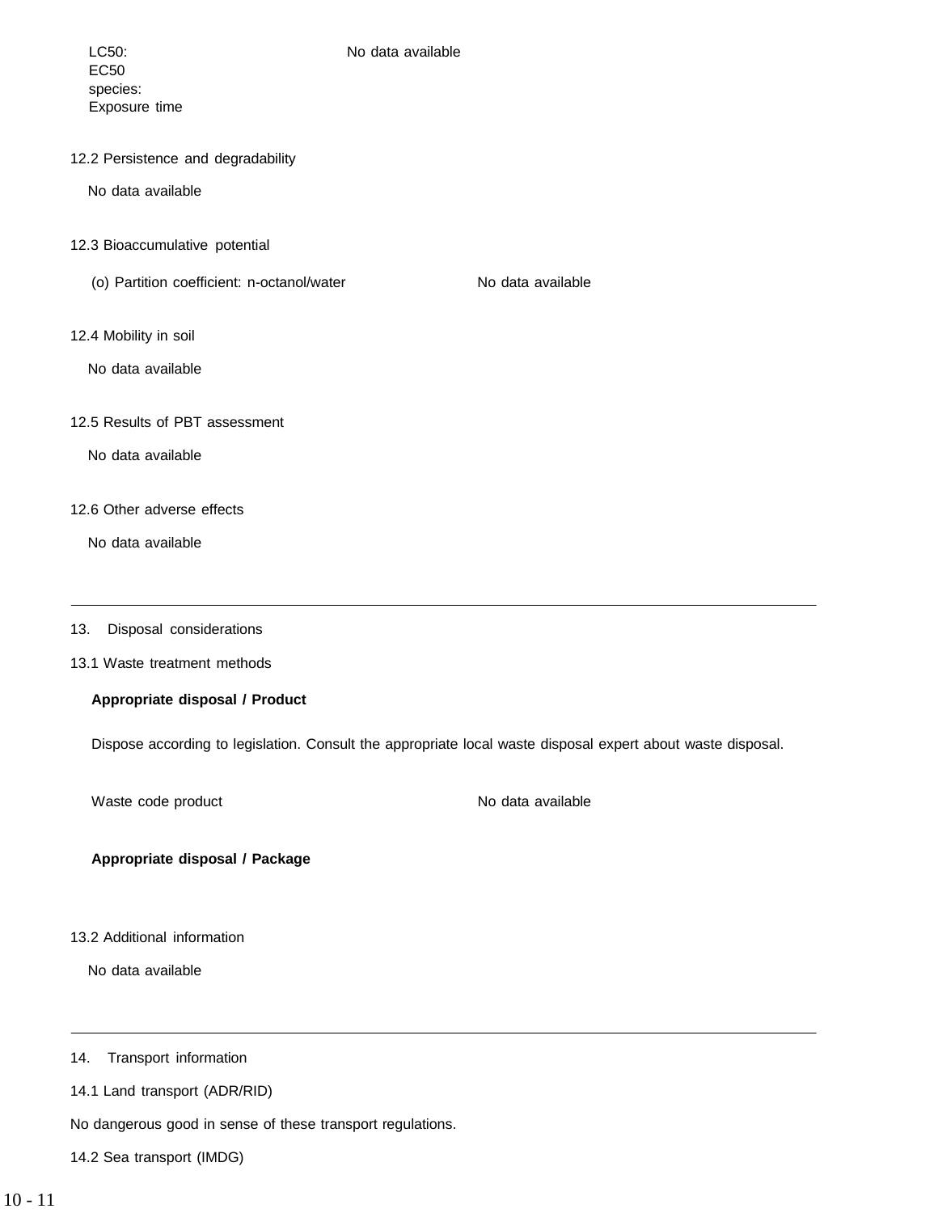LC50: No data available
EC50
species:
Exposure time

### 12.2 Persistence and degradability

No data available

### 12.3 Bioaccumulative potential

(o) Partition coefficient: n-octanol/water No data available

### 12.4 Mobility in soil

No data available

### 12.5 Results of PBT assessment

No data available

### 12.6 Other adverse effects

No data available

---

## 13. Disposal considerations

### 13.1 Waste treatment methods

**Appropriate disposal / Product**

Dispose according to legislation. Consult the appropriate local waste disposal expert about waste disposal.

Waste code product No data available

**Appropriate disposal / Package**

### 13.2 Additional information

No data available

---

## 14. Transport information

### 14.1 Land transport (ADR/RID)

No dangerous good in sense of these transport regulations.

### 14.2 Sea transport (IMDG)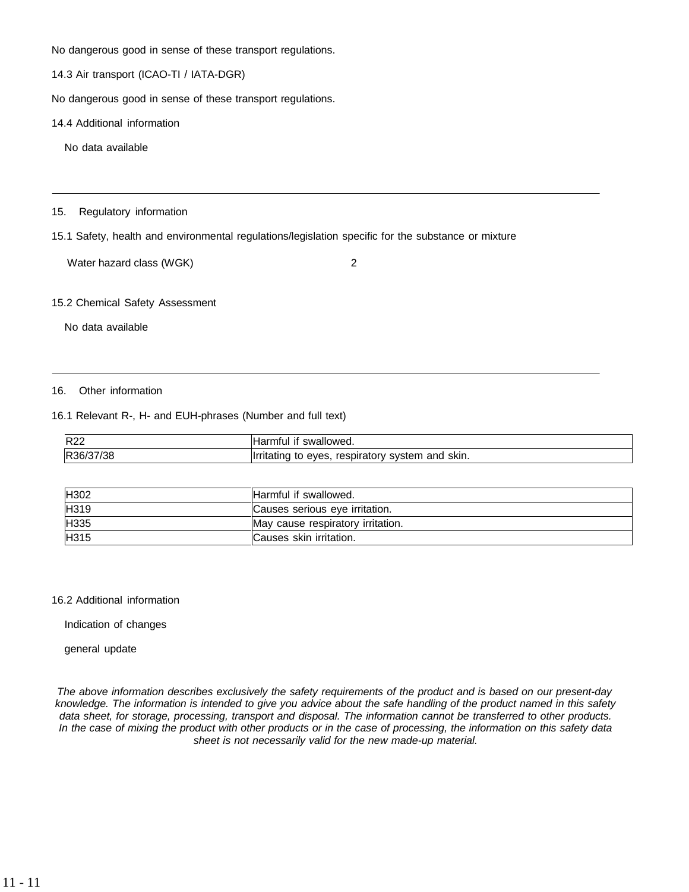No dangerous good in sense of these transport regulations.

14.3 Air transport (ICAO-TI / IATA-DGR)

No dangerous good in sense of these transport regulations.

14.4 Additional information

No data available

---

## 15. Regulatory information

15.1 Safety, health and environmental regulations/legislation specific for the substance or mixture

Water hazard class (WGK) 2

15.2 Chemical Safety Assessment

No data available

---

## 16. Other information

16.1 Relevant R-, H- and EUH-phrases (Number and full text)

| | |
|---|---|
| R22 | Harmful if swallowed. |
| R36/37/38 | Irritating to eyes, respiratory system and skin. |

| | |
|---|---|
| H302 | Harmful if swallowed. |
| H319 | Causes serious eye irritation. |
| H335 | May cause respiratory irritation. |
| H315 | Causes skin irritation. |

16.2 Additional information

Indication of changes

general update

*The above information describes exclusively the safety requirements of the product and is based on our present-day knowledge. The information is intended to give you advice about the safe handling of the product named in this safety data sheet, for storage, processing, transport and disposal. The information cannot be transferred to other products. In the case of mixing the product with other products or in the case of processing, the information on this safety data sheet is not necessarily valid for the new made-up material.*